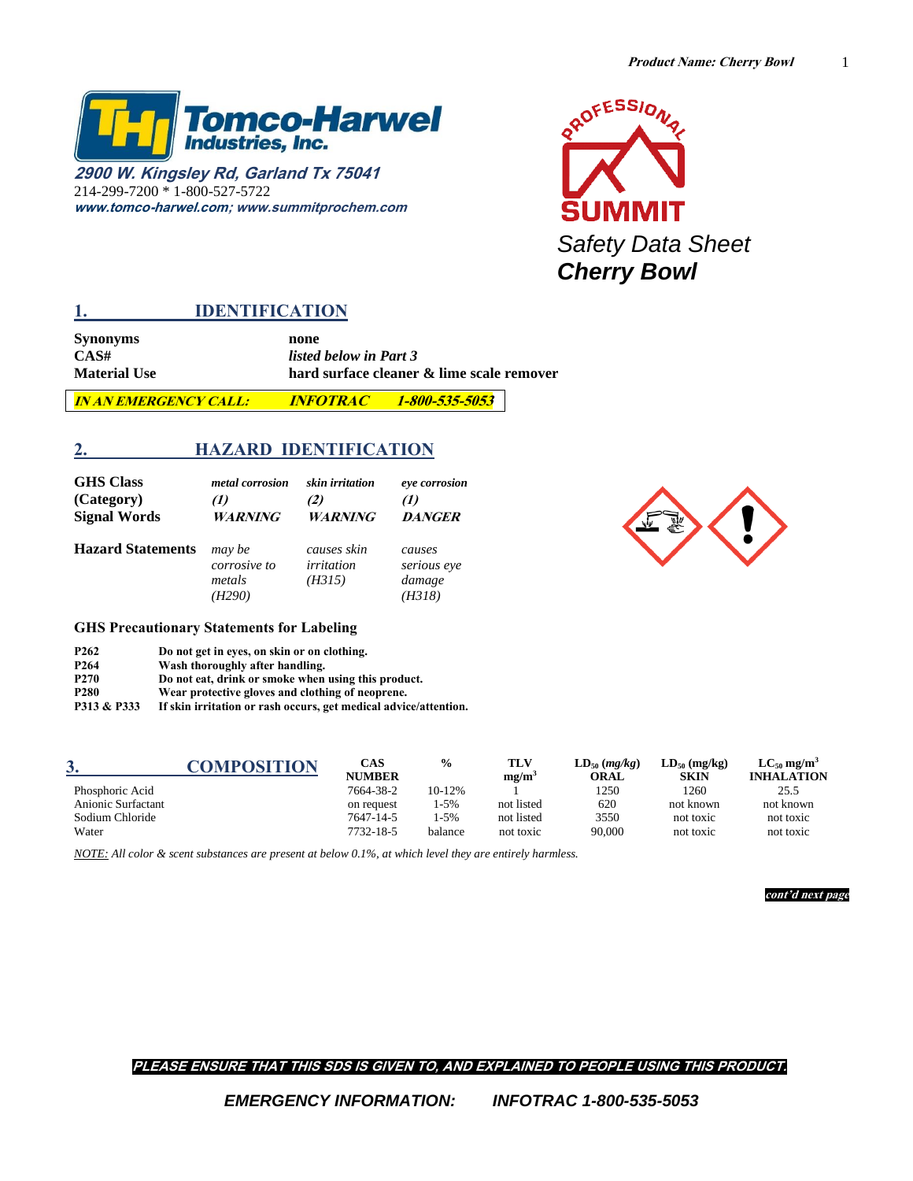**Tomco-Harwel Industries, Inc.**

***2900 W. Kingsley Rd, Garland Tx 75041***

214-299-7200 * 1-800-527-5722

**www.tomco-harwel.com; www.summitprochem.com**

PROFESSIONAL SUMMIT

*Safety Data Sheet*

***Cherry Bowl***

## 1. IDENTIFICATION

| | |
|---|---|
| **Synonyms** | **none** |
| **CAS#** | ***listed below in Part 3*** |
| **Material Use** | **hard surface cleaner & lime scale remover** |

***IN AN EMERGENCY CALL: INFOTRAC 1-800-535-5053***

## 2. HAZARD IDENTIFICATION

| | | | |
|---|---|---|---|
| **GHS Class (Category)** | ***metal corrosion (1)*** | ***skin irritation (2)*** | ***eye corrosion (1)*** |
| **Signal Words** | ***WARNING*** | ***WARNING*** | ***DANGER*** |
| **Hazard Statements** | *may be corrosive to metals (H290)* | *causes skin irritation (H315)* | *causes serious eye damage (H318)* |

### GHS Precautionary Statements for Labeling

| | |
|---|---|
| **P262** | **Do not get in eyes, on skin or on clothing.** |
| **P264** | **Wash thoroughly after handling.** |
| **P270** | **Do not eat, drink or smoke when using this product.** |
| **P280** | **Wear protective gloves and clothing of neoprene.** |
| **P313 & P333** | **If skin irritation or rash occurs, get medical advice/attention.** |

## 3. COMPOSITION

| | CAS NUMBER | % | TLV $mg/m^3$ | $LD_{50}$ (*mg/kg*) ORAL | $LD_{50}$ (mg/kg) SKIN | $LC_{50}$ $mg/m^3$ INHALATION |
|---|---|---|---|---|---|---|
| Phosphoric Acid | 7664-38-2 | 10-12% | 1 | 1250 | 1260 | 25.5 |
| Anionic Surfactant | on request | 1-5% | not listed | 620 | not known | not known |
| Sodium Chloride | 7647-14-5 | 1-5% | not listed | 3550 | not toxic | not toxic |
| Water | 7732-18-5 | balance | not toxic | 90,000 | not toxic | not toxic |

*NOTE: All color & scent substances are present at below 0.1%, at which level they are entirely harmless.*

***cont'd next page***

***PLEASE ENSURE THAT THIS SDS IS GIVEN TO, AND EXPLAINED TO PEOPLE USING THIS PRODUCT.***

***EMERGENCY INFORMATION: INFOTRAC 1-800-535-5053***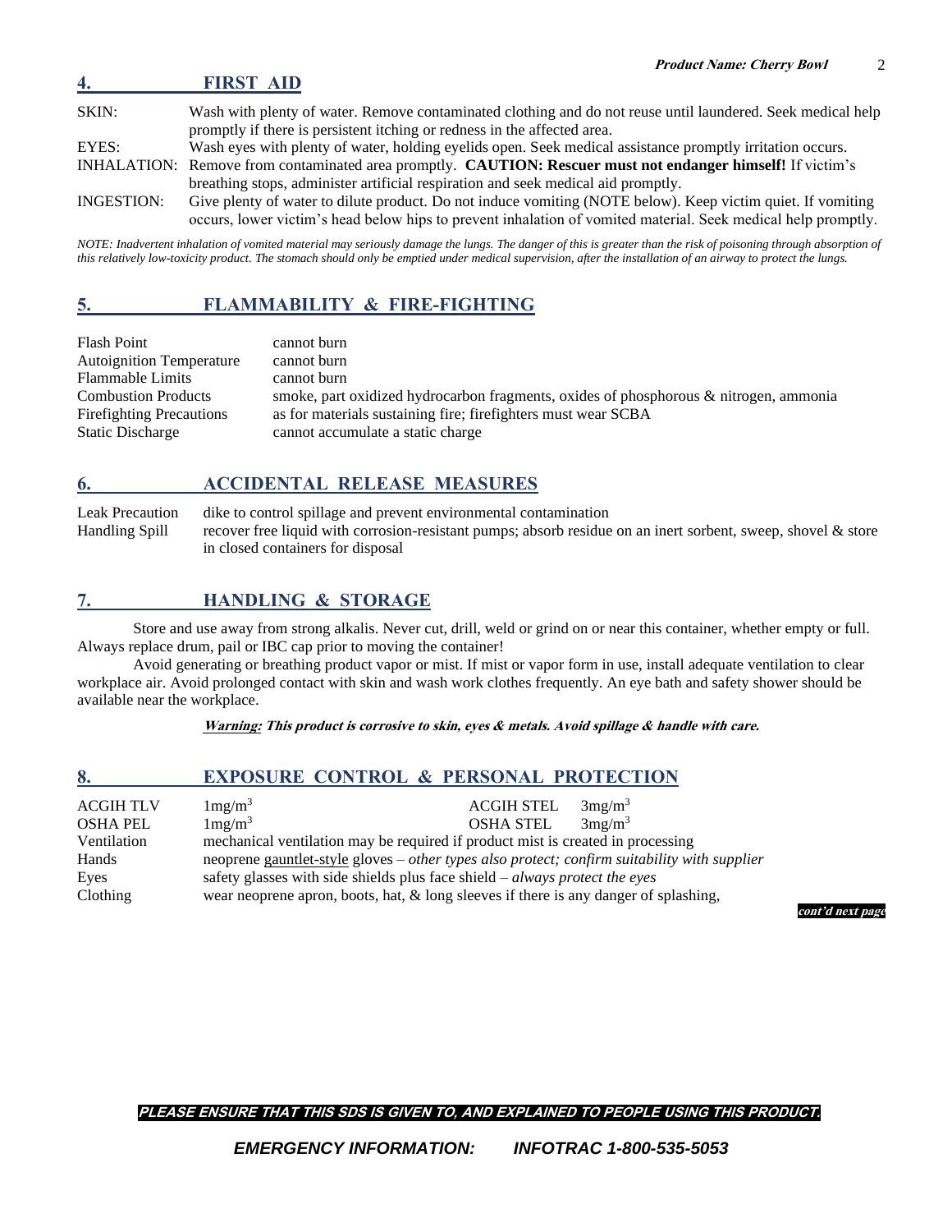## 4. FIRST AID

| | |
|---|---|
| SKIN: | Wash with plenty of water. Remove contaminated clothing and do not reuse until laundered. Seek medical help promptly if there is persistent itching or redness in the affected area. |
| EYES: | Wash eyes with plenty of water, holding eyelids open. Seek medical assistance promptly irritation occurs. |
| INHALATION: | Remove from contaminated area promptly. **CAUTION: Rescuer must not endanger himself!** If victim's breathing stops, administer artificial respiration and seek medical aid promptly. |
| INGESTION: | Give plenty of water to dilute product. Do not induce vomiting (NOTE below). Keep victim quiet. If vomiting occurs, lower victim's head below hips to prevent inhalation of vomited material. Seek medical help promptly. |

*NOTE: Inadvertent inhalation of vomited material may seriously damage the lungs. The danger of this is greater than the risk of poisoning through absorption of this relatively low-toxicity product. The stomach should only be emptied under medical supervision, after the installation of an airway to protect the lungs.*

## 5. FLAMMABILITY & FIRE-FIGHTING

| | |
|---|---|
| Flash Point | cannot burn |
| Autoignition Temperature | cannot burn |
| Flammable Limits | cannot burn |
| Combustion Products | smoke, part oxidized hydrocarbon fragments, oxides of phosphorous & nitrogen, ammonia |
| Firefighting Precautions | as for materials sustaining fire; firefighters must wear SCBA |
| Static Discharge | cannot accumulate a static charge |

## 6. ACCIDENTAL RELEASE MEASURES

| | |
|---|---|
| Leak Precaution | dike to control spillage and prevent environmental contamination |
| Handling Spill | recover free liquid with corrosion-resistant pumps; absorb residue on an inert sorbent, sweep, shovel & store in closed containers for disposal |

## 7. HANDLING & STORAGE

Store and use away from strong alkalis. Never cut, drill, weld or grind on or near this container, whether empty or full. Always replace drum, pail or IBC cap prior to moving the container!

Avoid generating or breathing product vapor or mist. If mist or vapor form in use, install adequate ventilation to clear workplace air. Avoid prolonged contact with skin and wash work clothes frequently. An eye bath and safety shower should be available near the workplace.

***Warning:* This product is corrosive to skin, eyes & metals. Avoid spillage & handle with care.**

## 8. EXPOSURE CONTROL & PERSONAL PROTECTION

| | | | |
|---|---|---|---|
| ACGIH TLV | 1mg/m$^3$ | ACGIH STEL | 3mg/m$^3$ |
| OSHA PEL | 1mg/m$^3$ | OSHA STEL | 3mg/m$^3$ |

| | |
|---|---|
| Ventilation | mechanical ventilation may be required if product mist is created in processing |
| Hands | neoprene gauntlet-style gloves – *other types also protect; confirm suitability with supplier* |
| Eyes | safety glasses with side shields plus face shield – *always protect the eyes* |
| Clothing | wear neoprene apron, boots, hat, & long sleeves if there is any danger of splashing, |

***cont'd next page***

**PLEASE ENSURE THAT THIS SDS IS GIVEN TO, AND EXPLAINED TO PEOPLE USING THIS PRODUCT.**

***EMERGENCY INFORMATION: INFOTRAC 1-800-535-5053***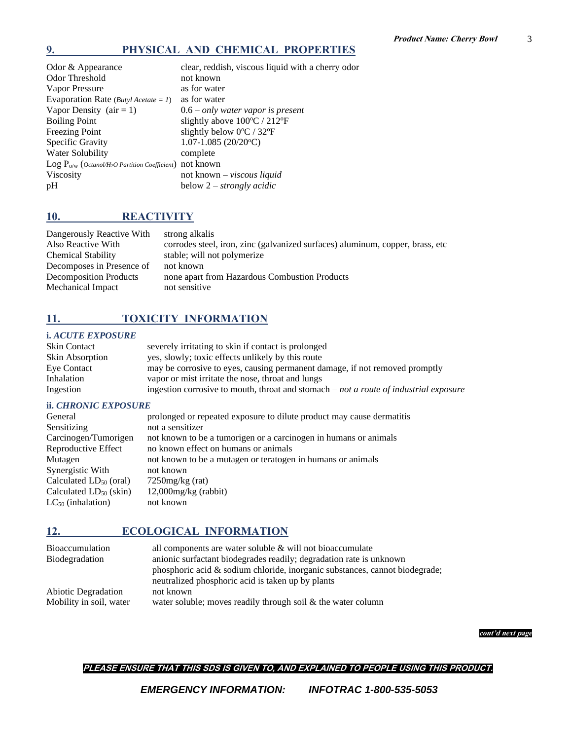## 9. PHYSICAL AND CHEMICAL PROPERTIES

| | |
|---|---|
| Odor & Appearance | clear, reddish, viscous liquid with a cherry odor |
| Odor Threshold | not known |
| Vapor Pressure | as for water |
| Evaporation Rate (*Butyl Acetate = 1*) | as for water |
| Vapor Density (air = 1) | 0.6 – *only water vapor is present* |
| Boiling Point | slightly above 100°C / 212°F |
| Freezing Point | slightly below 0°C / 32°F |
| Specific Gravity | 1.07-1.085 (20/20°C) |
| Water Solubility | complete |
| Log $P_{o/w}$ (*Octanol/$H_2O$ Partition Coefficient*) | not known |
| Viscosity | not known – *viscous liquid* |
| pH | below 2 – *strongly acidic* |

## 10. REACTIVITY

| | |
|---|---|
| Dangerously Reactive With | strong alkalis |
| Also Reactive With | corrodes steel, iron, zinc (galvanized surfaces) aluminum, copper, brass, etc |
| Chemical Stability | stable; will not polymerize |
| Decomposes in Presence of | not known |
| Decomposition Products | none apart from Hazardous Combustion Products |
| Mechanical Impact | not sensitive |

## 11. TOXICITY INFORMATION

### i. *ACUTE EXPOSURE*

| | |
|---|---|
| Skin Contact | severely irritating to skin if contact is prolonged |
| Skin Absorption | yes, slowly; toxic effects unlikely by this route |
| Eye Contact | may be corrosive to eyes, causing permanent damage, if not removed promptly |
| Inhalation | vapor or mist irritate the nose, throat and lungs |
| Ingestion | ingestion corrosive to mouth, throat and stomach – *not a route of industrial exposure* |

### ii. *CHRONIC EXPOSURE*

| | |
|---|---|
| General | prolonged or repeated exposure to dilute product may cause dermatitis |
| Sensitizing | not a sensitizer |
| Carcinogen/Tumorigen | not known to be a tumorigen or a carcinogen in humans or animals |
| Reproductive Effect | no known effect on humans or animals |
| Mutagen | not known to be a mutagen or teratogen in humans or animals |
| Synergistic With | not known |
| Calculated $LD_{50}$ (oral) | 7250mg/kg (rat) |
| Calculated $LD_{50}$ (skin) | 12,000mg/kg (rabbit) |
| $LC_{50}$ (inhalation) | not known |

## 12. ECOLOGICAL INFORMATION

| | |
|---|---|
| Bioaccumulation | all components are water soluble & will not bioaccumulate |
| Biodegradation | anionic surfactant biodegrades readily; degradation rate is unknown<br>phosphoric acid & sodium chloride, inorganic substances, cannot biodegrade;<br>neutralized phosphoric acid is taken up by plants |
| Abiotic Degradation | not known |
| Mobility in soil, water | water soluble; moves readily through soil & the water column |

*cont'd next page*

**PLEASE ENSURE THAT THIS SDS IS GIVEN TO, AND EXPLAINED TO PEOPLE USING THIS PRODUCT.**

***EMERGENCY INFORMATION: INFOTRAC 1-800-535-5053***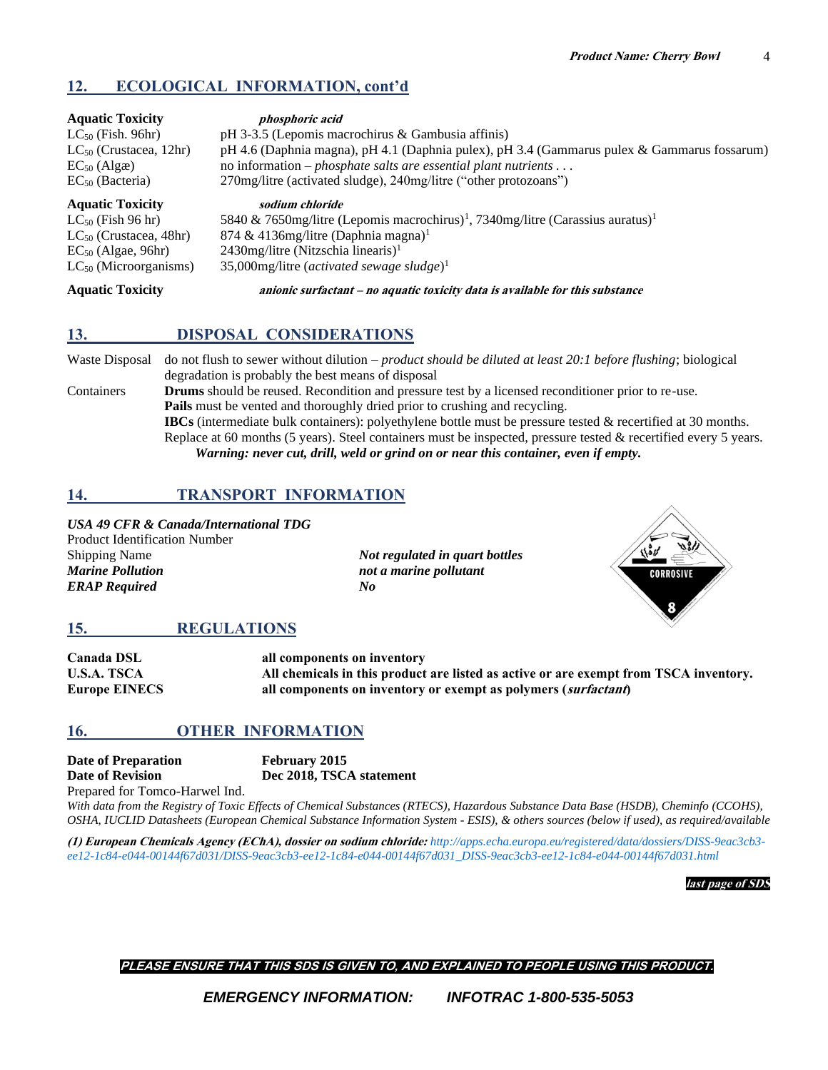## 12. ECOLOGICAL INFORMATION, cont'd

| **Aquatic Toxicity** | ***phosphoric acid*** |
|---|---|
| $LC_{50}$ (Fish. 96hr) | pH 3-3.5 (Lepomis macrochirus & Gambusia affinis) |
| $LC_{50}$ (Crustacea, 12hr) | pH 4.6 (Daphnia magna), pH 4.1 (Daphnia pulex), pH 3.4 (Gammarus pulex & Gammarus fossarum) |
| $EC_{50}$ (Algæ) | no information – *phosphate salts are essential plant nutrients . . .* |
| $EC_{50}$ (Bacteria) | 270mg/litre (activated sludge), 240mg/litre ("other protozoans") |

| **Aquatic Toxicity** | ***sodium chloride*** |
|---|---|
| $LC_{50}$ (Fish 96 hr) | 5840 & 7650mg/litre (Lepomis macrochirus)[1], 7340mg/litre (Carassius auratus)[1] |
| $LC_{50}$ (Crustacea, 48hr) | 874 & 4136mg/litre (Daphnia magna)[1] |
| $EC_{50}$ (Algae, 96hr) | 2430mg/litre (Nitzschia linearis)[1] |
| $LC_{50}$ (Microorganisms) | 35,000mg/litre (*activated sewage sludge*)[1] |

**Aquatic Toxicity** ***anionic surfactant – no aquatic toxicity data is available for this substance***

## 13. DISPOSAL CONSIDERATIONS

Waste Disposal: do not flush to sewer without dilution – *product should be diluted at least 20:1 before flushing*; biological degradation is probably the best means of disposal

Containers: **Drums** should be reused. Recondition and pressure test by a licensed reconditioner prior to re-use.
**Pails** must be vented and thoroughly dried prior to crushing and recycling.
**IBCs** (intermediate bulk containers): polyethylene bottle must be pressure tested & recertified at 30 months. Replace at 60 months (5 years). Steel containers must be inspected, pressure tested & recertified every 5 years.
***Warning: never cut, drill, weld or grind on or near this container, even if empty.***

## 14. TRANSPORT INFORMATION

***USA 49 CFR & Canada/International TDG***

| | |
|---|---|
| Product Identification Number | |
| Shipping Name | ***Not regulated in quart bottles*** |
| ***Marine Pollution*** | ***not a marine pollutant*** |
| ***ERAP Required*** | ***No*** |

CORROSIVE 8

## 15. REGULATIONS

| | |
|---|---|
| **Canada DSL** | **all components on inventory** |
| **U.S.A. TSCA** | **All chemicals in this product are listed as active or are exempt from TSCA inventory.** |
| **Europe EINECS** | **all components on inventory or exempt as polymers (*surfactant*)** |

## 16. OTHER INFORMATION

**Date of Preparation** **February 2015**
**Date of Revision** **Dec 2018, TSCA statement**

Prepared for Tomco-Harwel Ind.

*With data from the Registry of Toxic Effects of Chemical Substances (RTECS), Hazardous Substance Data Base (HSDB), Cheminfo (CCOHS), OSHA, IUCLID Datasheets (European Chemical Substance Information System - ESIS), & others sources (below if used), as required/available*

***(1) European Chemicals Agency (EChA), dossier on sodium chloride:*** *http://apps.echa.europa.eu/registered/data/dossiers/DISS-9eac3cb3-ee12-1c84-e044-00144f67d031/DISS-9eac3cb3-ee12-1c84-e044-00144f67d031_DISS-9eac3cb3-ee12-1c84-e044-00144f67d031.html*

***last page of SDS***

***PLEASE ENSURE THAT THIS SDS IS GIVEN TO, AND EXPLAINED TO PEOPLE USING THIS PRODUCT.***

***EMERGENCY INFORMATION: INFOTRAC 1-800-535-5053***